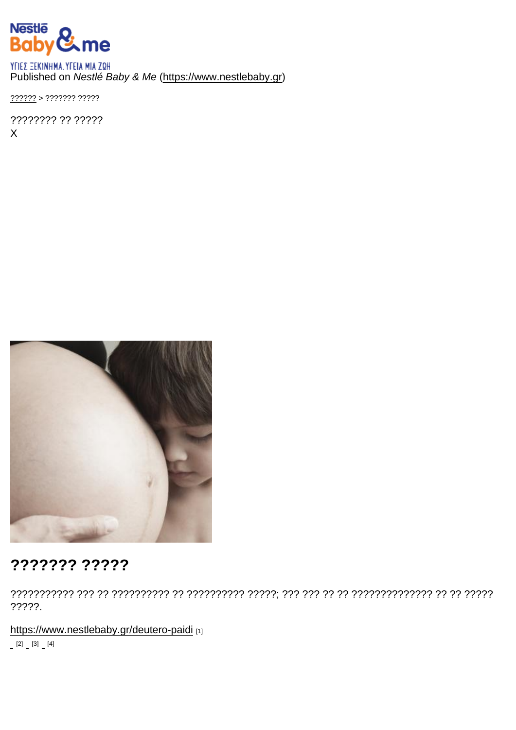Nestlé Baby & me

ΥΓΙΕΣ ΞΕΚΙΝΗΜΑ. ΥΓΕΙΑ ΜΙΑ ΖΩΗ

Published on *Nestlé Baby & Me* (https://www.nestlebaby.gr)

?????? > ??????? ?????

???????? ?? ?????

X

## ??????? ?????

??????????? ??? ?? ?????????? ?? ?????????? ?????; ??? ??? ?? ?? ?????????????? ?? ?? ????? ?????.

https://www.nestlebaby.gr/deutero-paidi [1]

[2] [3] [4]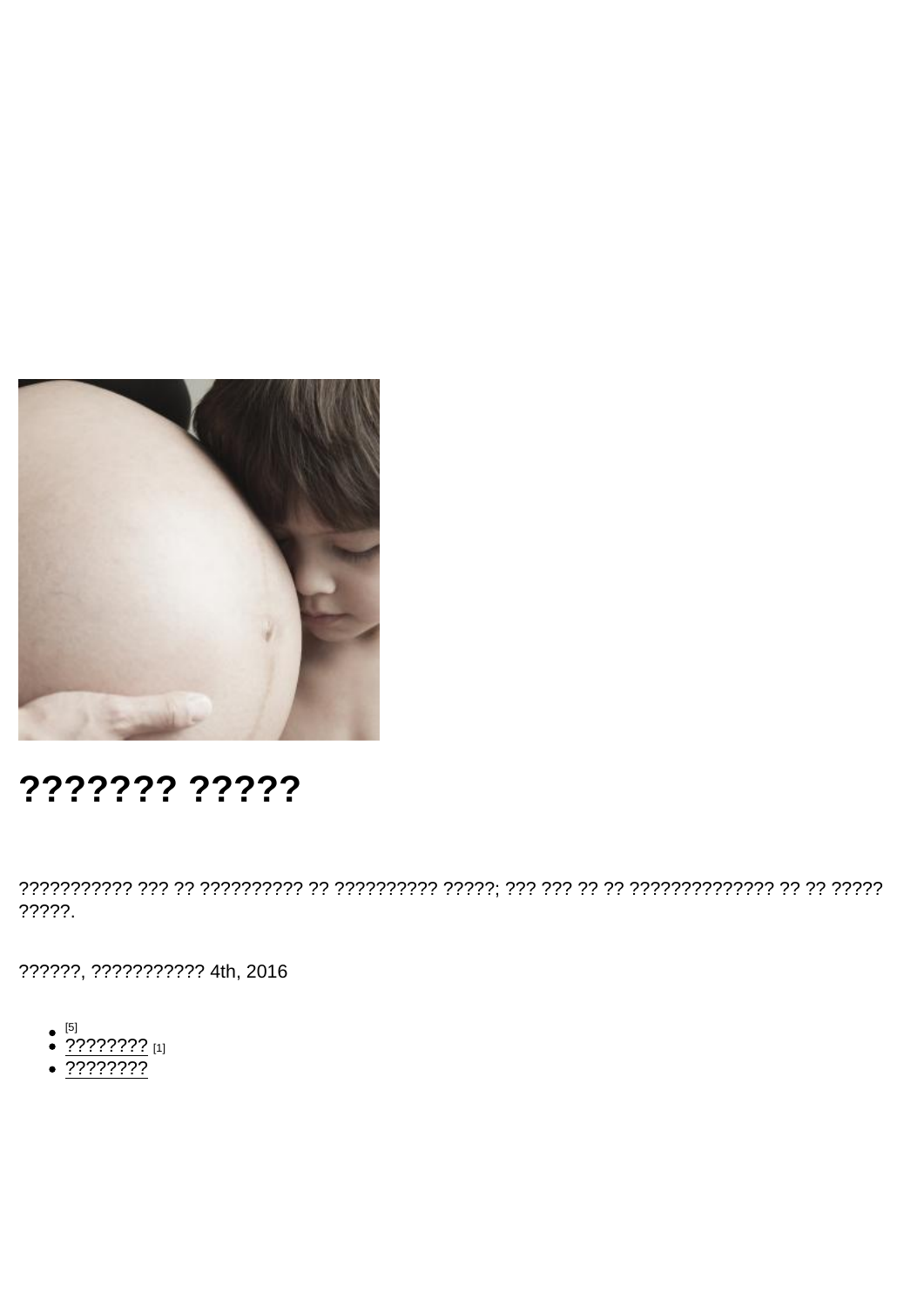# ??????? ?????

??????????? ??? ?? ?????????? ?? ?????????? ?????; ??? ??? ?? ?? ?????????????? ?? ?? ????? ?????.

??????, ??????????? 4th, 2016

- [5]
- ???????? [1]
- ????????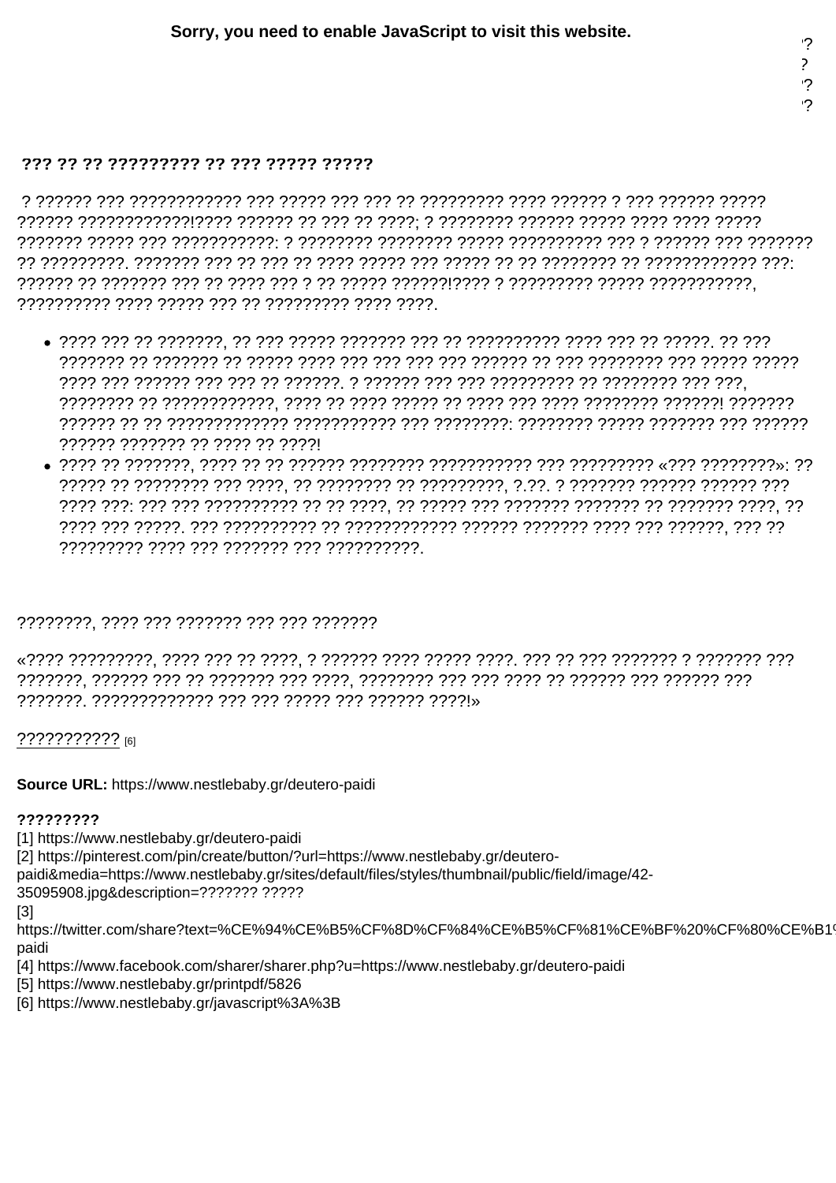**Sorry, you need to enable JavaScript to visit this website.**

**??? ?? ?? ????????? ?? ??? ????? ?????**

? ?????? ??? ???????????? ??? ????? ??? ??? ?? ????????? ???? ?????? ? ??? ?????? ????? ?????? ????????????!???? ?????? ?? ??? ?? ????; ? ???????? ?????? ????? ???? ???? ????? ??????? ????? ??? ???????????: ? ???????? ???????? ????? ?????????? ??? ? ?????? ??? ??????? ?? ?????????. ??????? ??? ?? ??? ?? ???? ????? ??? ????? ?? ?? ???????? ?? ???????????? ???: ?????? ?? ??????? ??? ?? ???? ??? ? ?? ????? ??????!???? ? ????????? ????? ???????????, ?????????? ???? ????? ??? ?? ????????? ???? ????.

- ???? ??? ?? ???????, ?? ??? ????? ??????? ??? ?? ?????????? ???? ??? ?? ?????. ?? ??? ??????? ?? ??????? ?? ????? ???? ??? ??? ??? ??? ?????? ?? ??? ???????? ??? ????? ????? ???? ??? ?????? ??? ??? ?? ??????. ? ?????? ??? ??? ????????? ?? ???????? ??? ???, ???????? ?? ????????????, ???? ?? ???? ????? ?? ???? ??? ???? ???????? ??????! ??????? ?????? ?? ?? ????????????? ??????????? ??? ????????: ???????? ????? ??????? ??? ?????? ?????? ??????? ?? ???? ?? ????!
- ???? ?? ???????, ???? ?? ?? ?????? ???????? ??????????? ??? ????????? «??? ????????»: ?? ????? ?? ???????? ??? ????, ?? ???????? ?? ?????????, ?.??. ? ??????? ?????? ?????? ??? ???? ???: ??? ??? ?????????? ?? ?? ????, ?? ????? ??? ??????? ??????? ?? ??????? ????, ?? ???? ??? ?????. ??? ?????????? ?? ???????????? ?????? ??????? ???? ??? ??????, ??? ?? ????????? ???? ??? ??????? ??? ??????????.

????????, ???? ??? ??????? ??? ??? ???????

«???? ?????????, ???? ??? ?? ????, ? ?????? ???? ????? ????. ??? ?? ??? ??????? ? ??????? ??? ???????, ?????? ??? ?? ??????? ??? ????, ???????? ??? ??? ???? ?? ?????? ??? ?????? ??? ???????. ????????????? ??? ??? ????? ??? ?????? ????!»

??????????? [6]

**Source URL:** https://www.nestlebaby.gr/deutero-paidi

**?????????**

[1] https://www.nestlebaby.gr/deutero-paidi
[2] https://pinterest.com/pin/create/button/?url=https://www.nestlebaby.gr/deutero-paidi&media=https://www.nestlebaby.gr/sites/default/files/styles/thumbnail/public/field/image/42-35095908.jpg&description=??????? ?????
[3] https://twitter.com/share?text=%CE%94%CE%B5%CF%8D%CF%84%CE%B5%CF%81%CE%BF%20%CF%80%CE%B1% paidi
[4] https://www.facebook.com/sharer/sharer.php?u=https://www.nestlebaby.gr/deutero-paidi
[5] https://www.nestlebaby.gr/printpdf/5826
[6] https://www.nestlebaby.gr/javascript%3A%3B